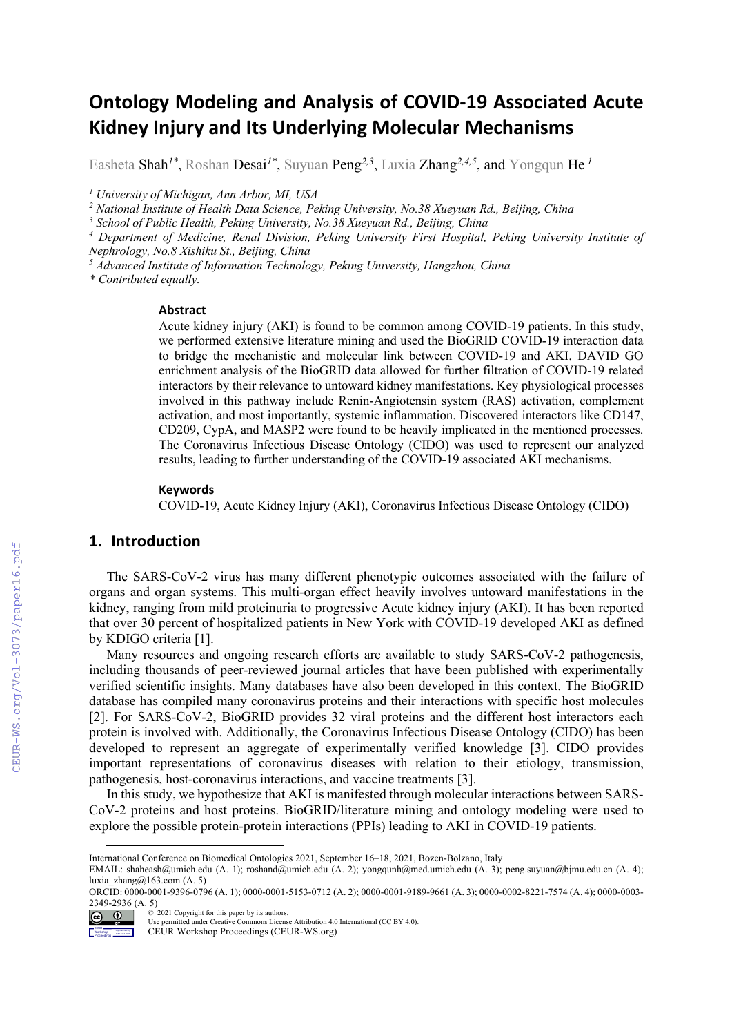# Ontology Modeling and Analysis of COVID-19 Associated Acute Kidney Injury and Its Underlying Molecular Mechanisms

Easheta Shah[1*], Roshan Desai[1*], Suyuan Peng[2,3], Luxia Zhang[2,4,5], and Yongqun He [1]

[1] *University of Michigan, Ann Arbor, MI, USA*
[2] *National Institute of Health Data Science, Peking University, No.38 Xueyuan Rd., Beijing, China*
[3] *School of Public Health, Peking University, No.38 Xueyuan Rd., Beijing, China*
[4] *Department of Medicine, Renal Division, Peking University First Hospital, Peking University Institute of Nephrology, No.8 Xishiku St., Beijing, China*
[5] *Advanced Institute of Information Technology, Peking University, Hangzhou, China*
*\* Contributed equally.*

### Abstract

Acute kidney injury (AKI) is found to be common among COVID-19 patients. In this study, we performed extensive literature mining and used the BioGRID COVID-19 interaction data to bridge the mechanistic and molecular link between COVID-19 and AKI. DAVID GO enrichment analysis of the BioGRID data allowed for further filtration of COVID-19 related interactors by their relevance to untoward kidney manifestations. Key physiological processes involved in this pathway include Renin-Angiotensin system (RAS) activation, complement activation, and most importantly, systemic inflammation. Discovered interactors like CD147, CD209, CypA, and MASP2 were found to be heavily implicated in the mentioned processes. The Coronavirus Infectious Disease Ontology (CIDO) was used to represent our analyzed results, leading to further understanding of the COVID-19 associated AKI mechanisms.

### Keywords

COVID-19, Acute Kidney Injury (AKI), Coronavirus Infectious Disease Ontology (CIDO)

## 1. Introduction

The SARS-CoV-2 virus has many different phenotypic outcomes associated with the failure of organs and organ systems. This multi-organ effect heavily involves untoward manifestations in the kidney, ranging from mild proteinuria to progressive Acute kidney injury (AKI). It has been reported that over 30 percent of hospitalized patients in New York with COVID-19 developed AKI as defined by KDIGO criteria [1].

Many resources and ongoing research efforts are available to study SARS-CoV-2 pathogenesis, including thousands of peer-reviewed journal articles that have been published with experimentally verified scientific insights. Many databases have also been developed in this context. The BioGRID database has compiled many coronavirus proteins and their interactions with specific host molecules [2]. For SARS-CoV-2, BioGRID provides 32 viral proteins and the different host interactors each protein is involved with. Additionally, the Coronavirus Infectious Disease Ontology (CIDO) has been developed to represent an aggregate of experimentally verified knowledge [3]. CIDO provides important representations of coronavirus diseases with relation to their etiology, transmission, pathogenesis, host-coronavirus interactions, and vaccine treatments [3].

In this study, we hypothesize that AKI is manifested through molecular interactions between SARS-CoV-2 proteins and host proteins. BioGRID/literature mining and ontology modeling were used to explore the possible protein-protein interactions (PPIs) leading to AKI in COVID-19 patients.

International Conference on Biomedical Ontologies 2021, September 16–18, 2021, Bozen-Bolzano, Italy
EMAIL: shaheash@umich.edu (A. 1); roshand@umich.edu (A. 2); yongqunh@med.umich.edu (A. 3); peng.suyuan@bjmu.edu.cn (A. 4); luxia_zhang@163.com (A. 5)
ORCID: 0000-0001-9396-0796 (A. 1); 0000-0001-5153-0712 (A. 2); 0000-0001-9189-9661 (A. 3); 0000-0002-8221-7574 (A. 4); 0000-0003-2349-2936 (A. 5)
© 2021 Copyright for this paper by its authors.
Use permitted under Creative Commons License Attribution 4.0 International (CC BY 4.0).
CEUR Workshop Proceedings (CEUR-WS.org)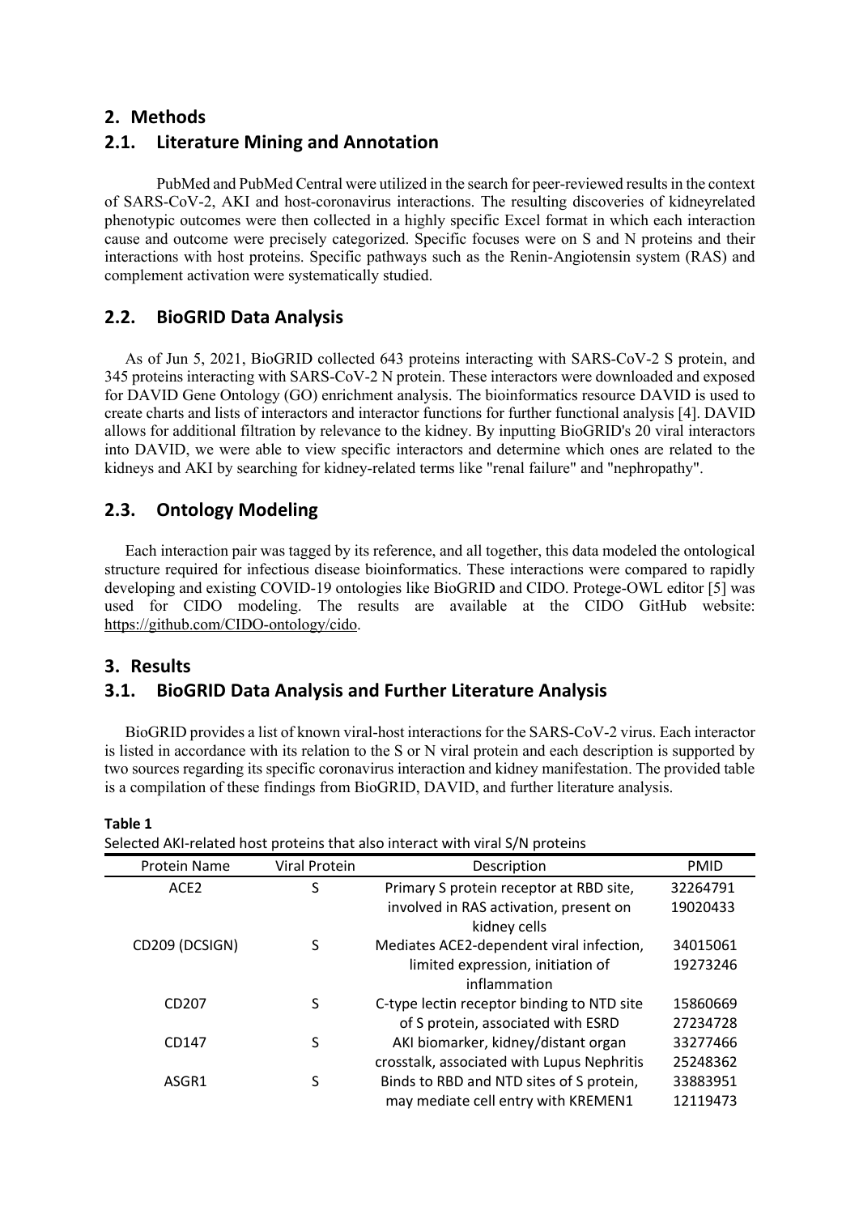# 2. Methods

## 2.1. Literature Mining and Annotation

PubMed and PubMed Central were utilized in the search for peer-reviewed results in the context of SARS-CoV-2, AKI and host-coronavirus interactions. The resulting discoveries of kidneyrelated phenotypic outcomes were then collected in a highly specific Excel format in which each interaction cause and outcome were precisely categorized. Specific focuses were on S and N proteins and their interactions with host proteins. Specific pathways such as the Renin-Angiotensin system (RAS) and complement activation were systematically studied.

## 2.2. BioGRID Data Analysis

As of Jun 5, 2021, BioGRID collected 643 proteins interacting with SARS-CoV-2 S protein, and 345 proteins interacting with SARS-CoV-2 N protein. These interactors were downloaded and exposed for DAVID Gene Ontology (GO) enrichment analysis. The bioinformatics resource DAVID is used to create charts and lists of interactors and interactor functions for further functional analysis [4]. DAVID allows for additional filtration by relevance to the kidney. By inputting BioGRID's 20 viral interactors into DAVID, we were able to view specific interactors and determine which ones are related to the kidneys and AKI by searching for kidney-related terms like "renal failure" and "nephropathy".

## 2.3. Ontology Modeling

Each interaction pair was tagged by its reference, and all together, this data modeled the ontological structure required for infectious disease bioinformatics. These interactions were compared to rapidly developing and existing COVID-19 ontologies like BioGRID and CIDO. Protege-OWL editor [5] was used for CIDO modeling. The results are available at the CIDO GitHub website: https://github.com/CIDO-ontology/cido.

# 3. Results

## 3.1. BioGRID Data Analysis and Further Literature Analysis

BioGRID provides a list of known viral-host interactions for the SARS-CoV-2 virus. Each interactor is listed in accordance with its relation to the S or N viral protein and each description is supported by two sources regarding its specific coronavirus interaction and kidney manifestation. The provided table is a compilation of these findings from BioGRID, DAVID, and further literature analysis.

**Table 1**
Selected AKI-related host proteins that also interact with viral S/N proteins

| Protein Name | Viral Protein | Description | PMID |
|---|---|---|---|
| ACE2 | S | Primary S protein receptor at RBD site, involved in RAS activation, present on kidney cells | 32264791 19020433 |
| CD209 (DCSIGN) | S | Mediates ACE2-dependent viral infection, limited expression, initiation of inflammation | 34015061 19273246 |
| CD207 | S | C-type lectin receptor binding to NTD site of S protein, associated with ESRD | 15860669 27234728 |
| CD147 | S | AKI biomarker, kidney/distant organ crosstalk, associated with Lupus Nephritis | 33277466 25248362 |
| ASGR1 | S | Binds to RBD and NTD sites of S protein, may mediate cell entry with KREMEN1 | 33883951 12119473 |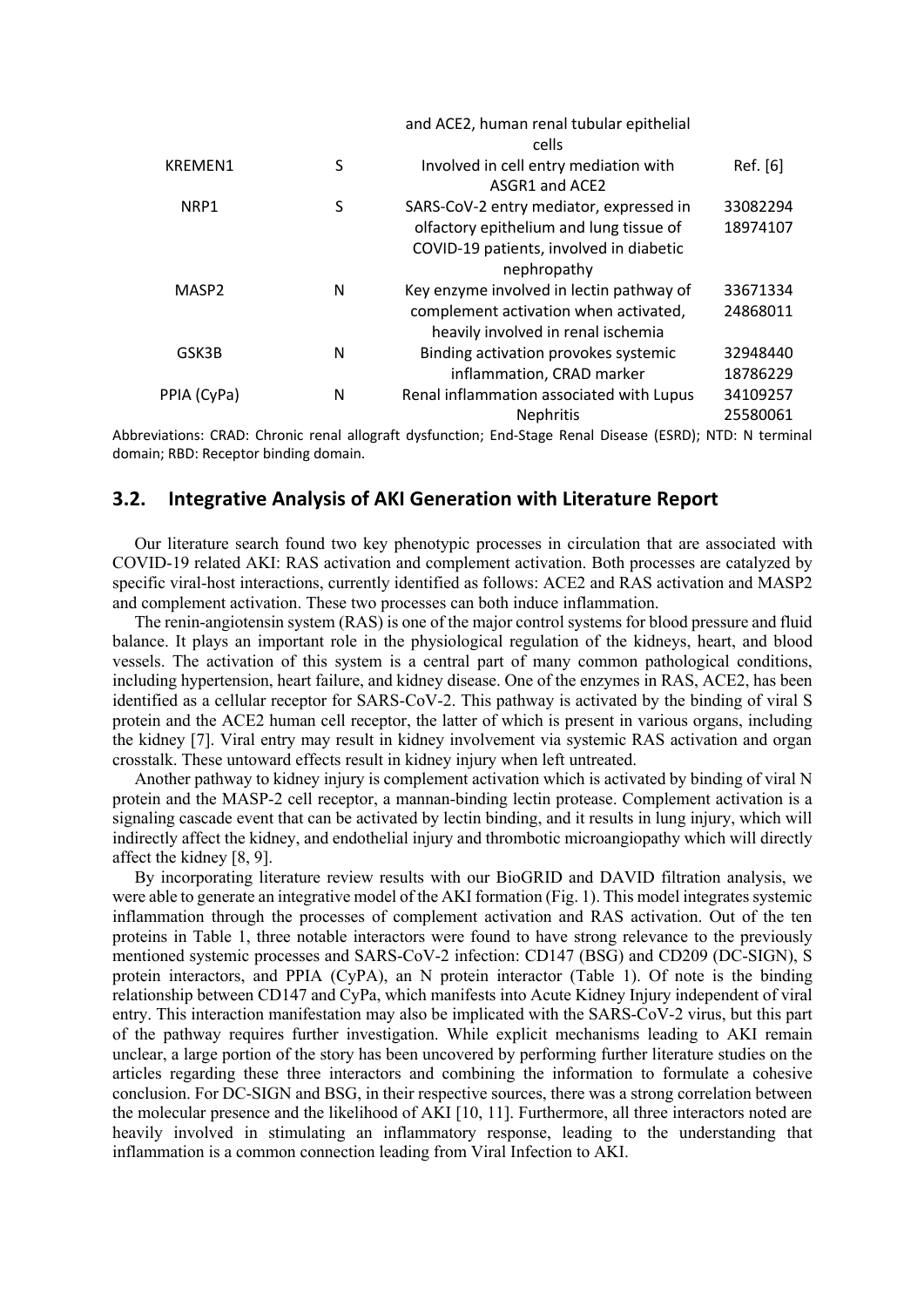| | | and ACE2, human renal tubular epithelial cells | |
|---|---|---|---|
| KREMEN1 | S | Involved in cell entry mediation with ASGR1 and ACE2 | Ref. [6] |
| NRP1 | S | SARS-CoV-2 entry mediator, expressed in olfactory epithelium and lung tissue of COVID-19 patients, involved in diabetic nephropathy | 33082294 18974107 |
| MASP2 | N | Key enzyme involved in lectin pathway of complement activation when activated, heavily involved in renal ischemia | 33671334 24868011 |
| GSK3B | N | Binding activation provokes systemic inflammation, CRAD marker | 32948440 18786229 |
| PPIA (CyPa) | N | Renal inflammation associated with Lupus Nephritis | 34109257 25580061 |

Abbreviations: CRAD: Chronic renal allograft dysfunction; End-Stage Renal Disease (ESRD); NTD: N terminal domain; RBD: Receptor binding domain.

## 3.2. Integrative Analysis of AKI Generation with Literature Report

Our literature search found two key phenotypic processes in circulation that are associated with COVID-19 related AKI: RAS activation and complement activation. Both processes are catalyzed by specific viral-host interactions, currently identified as follows: ACE2 and RAS activation and MASP2 and complement activation. These two processes can both induce inflammation.

The renin-angiotensin system (RAS) is one of the major control systems for blood pressure and fluid balance. It plays an important role in the physiological regulation of the kidneys, heart, and blood vessels. The activation of this system is a central part of many common pathological conditions, including hypertension, heart failure, and kidney disease. One of the enzymes in RAS, ACE2, has been identified as a cellular receptor for SARS-CoV-2. This pathway is activated by the binding of viral S protein and the ACE2 human cell receptor, the latter of which is present in various organs, including the kidney [7]. Viral entry may result in kidney involvement via systemic RAS activation and organ crosstalk. These untoward effects result in kidney injury when left untreated.

Another pathway to kidney injury is complement activation which is activated by binding of viral N protein and the MASP-2 cell receptor, a mannan-binding lectin protease. Complement activation is a signaling cascade event that can be activated by lectin binding, and it results in lung injury, which will indirectly affect the kidney, and endothelial injury and thrombotic microangiopathy which will directly affect the kidney [8, 9].

By incorporating literature review results with our BioGRID and DAVID filtration analysis, we were able to generate an integrative model of the AKI formation (Fig. 1). This model integrates systemic inflammation through the processes of complement activation and RAS activation. Out of the ten proteins in Table 1, three notable interactors were found to have strong relevance to the previously mentioned systemic processes and SARS-CoV-2 infection: CD147 (BSG) and CD209 (DC-SIGN), S protein interactors, and PPIA (CyPA), an N protein interactor (Table 1). Of note is the binding relationship between CD147 and CyPa, which manifests into Acute Kidney Injury independent of viral entry. This interaction manifestation may also be implicated with the SARS-CoV-2 virus, but this part of the pathway requires further investigation. While explicit mechanisms leading to AKI remain unclear, a large portion of the story has been uncovered by performing further literature studies on the articles regarding these three interactors and combining the information to formulate a cohesive conclusion. For DC-SIGN and BSG, in their respective sources, there was a strong correlation between the molecular presence and the likelihood of AKI [10, 11]. Furthermore, all three interactors noted are heavily involved in stimulating an inflammatory response, leading to the understanding that inflammation is a common connection leading from Viral Infection to AKI.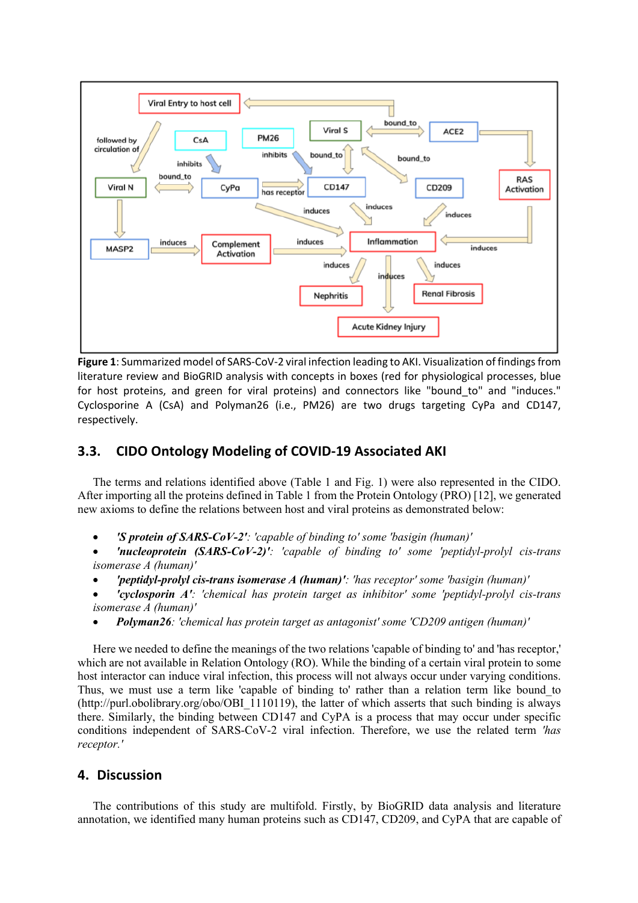**Figure 1**: Summarized model of SARS-CoV-2 viral infection leading to AKI. Visualization of findings from literature review and BioGRID analysis with concepts in boxes (red for physiological processes, blue for host proteins, and green for viral proteins) and connectors like "bound_to" and "induces." Cyclosporine A (CsA) and Polyman26 (i.e., PM26) are two drugs targeting CyPa and CD147, respectively.

## 3.3. CIDO Ontology Modeling of COVID-19 Associated AKI

The terms and relations identified above (Table 1 and Fig. 1) were also represented in the CIDO. After importing all the proteins defined in Table 1 from the Protein Ontology (PRO) [12], we generated new axioms to define the relations between host and viral proteins as demonstrated below:

- ***'S protein of SARS-CoV-2'****: 'capable of binding to' some 'basigin (human)'*
- ***'nucleoprotein (SARS-CoV-2)'****: 'capable of binding to' some 'peptidyl-prolyl cis-trans isomerase A (human)'*
- ***'peptidyl-prolyl cis-trans isomerase A (human)'****: 'has receptor' some 'basigin (human)'*
- ***'cyclosporin A'****: 'chemical has protein target as inhibitor' some 'peptidyl-prolyl cis-trans isomerase A (human)'*
- ***Polyman26****: 'chemical has protein target as antagonist' some 'CD209 antigen (human)'*

Here we needed to define the meanings of the two relations 'capable of binding to' and 'has receptor,' which are not available in Relation Ontology (RO). While the binding of a certain viral protein to some host interactor can induce viral infection, this process will not always occur under varying conditions. Thus, we must use a term like 'capable of binding to' rather than a relation term like bound_to (http://purl.obolibrary.org/obo/OBI_1110119), the latter of which asserts that such binding is always there. Similarly, the binding between CD147 and CyPA is a process that may occur under specific conditions independent of SARS-CoV-2 viral infection. Therefore, we use the related term *'has receptor.'*

## 4. Discussion

The contributions of this study are multifold. Firstly, by BioGRID data analysis and literature annotation, we identified many human proteins such as CD147, CD209, and CyPA that are capable of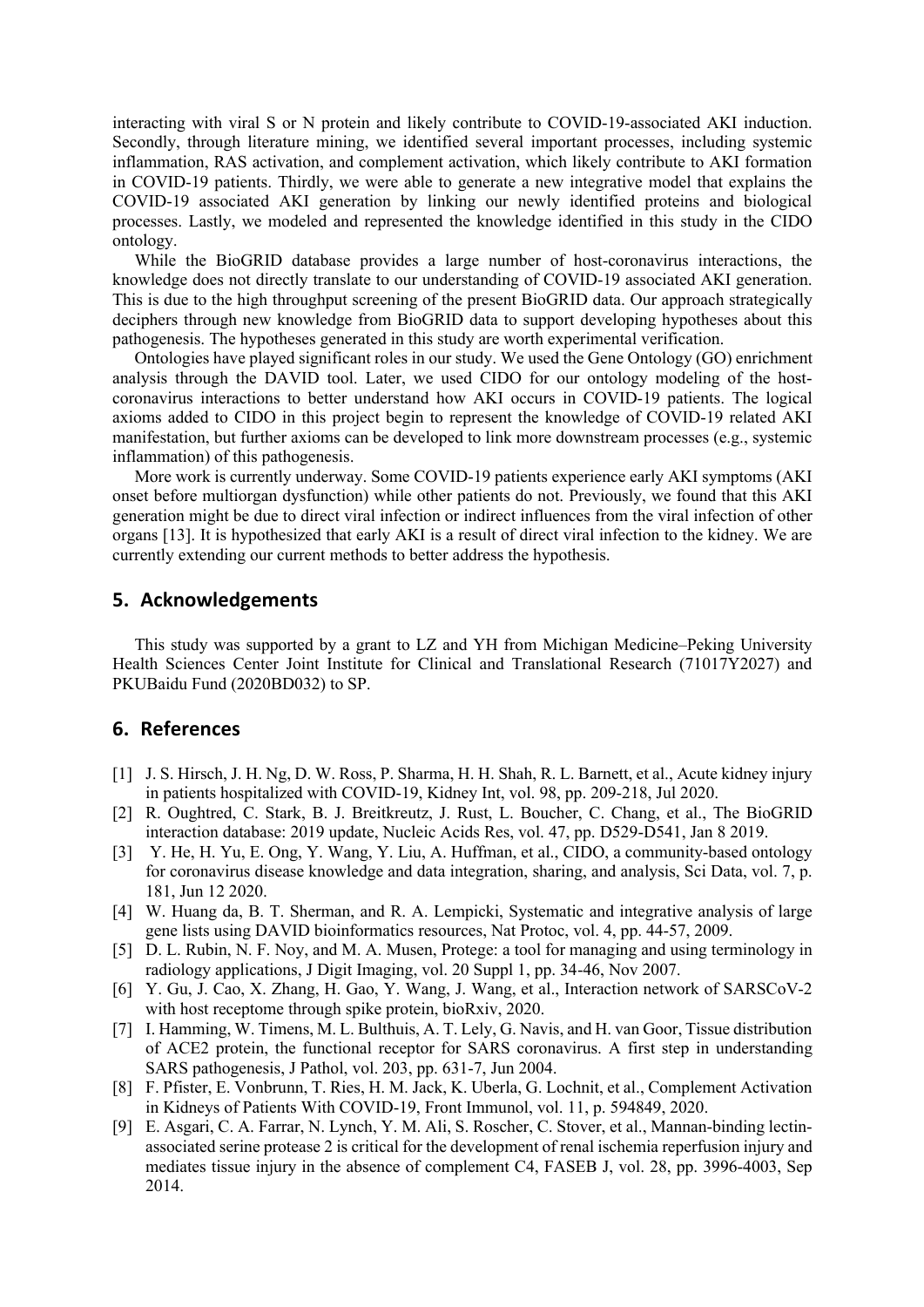interacting with viral S or N protein and likely contribute to COVID-19-associated AKI induction. Secondly, through literature mining, we identified several important processes, including systemic inflammation, RAS activation, and complement activation, which likely contribute to AKI formation in COVID-19 patients. Thirdly, we were able to generate a new integrative model that explains the COVID-19 associated AKI generation by linking our newly identified proteins and biological processes. Lastly, we modeled and represented the knowledge identified in this study in the CIDO ontology.

While the BioGRID database provides a large number of host-coronavirus interactions, the knowledge does not directly translate to our understanding of COVID-19 associated AKI generation. This is due to the high throughput screening of the present BioGRID data. Our approach strategically deciphers through new knowledge from BioGRID data to support developing hypotheses about this pathogenesis. The hypotheses generated in this study are worth experimental verification.

Ontologies have played significant roles in our study. We used the Gene Ontology (GO) enrichment analysis through the DAVID tool. Later, we used CIDO for our ontology modeling of the host-coronavirus interactions to better understand how AKI occurs in COVID-19 patients. The logical axioms added to CIDO in this project begin to represent the knowledge of COVID-19 related AKI manifestation, but further axioms can be developed to link more downstream processes (e.g., systemic inflammation) of this pathogenesis.

More work is currently underway. Some COVID-19 patients experience early AKI symptoms (AKI onset before multiorgan dysfunction) while other patients do not. Previously, we found that this AKI generation might be due to direct viral infection or indirect influences from the viral infection of other organs [13]. It is hypothesized that early AKI is a result of direct viral infection to the kidney. We are currently extending our current methods to better address the hypothesis.

## 5. Acknowledgements

This study was supported by a grant to LZ and YH from Michigan Medicine–Peking University Health Sciences Center Joint Institute for Clinical and Translational Research (71017Y2027) and PKUBaidu Fund (2020BD032) to SP.

## 6. References

[1] J. S. Hirsch, J. H. Ng, D. W. Ross, P. Sharma, H. H. Shah, R. L. Barnett, et al., Acute kidney injury in patients hospitalized with COVID-19, Kidney Int, vol. 98, pp. 209-218, Jul 2020.

[2] R. Oughtred, C. Stark, B. J. Breitkreutz, J. Rust, L. Boucher, C. Chang, et al., The BioGRID interaction database: 2019 update, Nucleic Acids Res, vol. 47, pp. D529-D541, Jan 8 2019.

[3] Y. He, H. Yu, E. Ong, Y. Wang, Y. Liu, A. Huffman, et al., CIDO, a community-based ontology for coronavirus disease knowledge and data integration, sharing, and analysis, Sci Data, vol. 7, p. 181, Jun 12 2020.

[4] W. Huang da, B. T. Sherman, and R. A. Lempicki, Systematic and integrative analysis of large gene lists using DAVID bioinformatics resources, Nat Protoc, vol. 4, pp. 44-57, 2009.

[5] D. L. Rubin, N. F. Noy, and M. A. Musen, Protege: a tool for managing and using terminology in radiology applications, J Digit Imaging, vol. 20 Suppl 1, pp. 34-46, Nov 2007.

[6] Y. Gu, J. Cao, X. Zhang, H. Gao, Y. Wang, J. Wang, et al., Interaction network of SARSCoV-2 with host receptome through spike protein, bioRxiv, 2020.

[7] I. Hamming, W. Timens, M. L. Bulthuis, A. T. Lely, G. Navis, and H. van Goor, Tissue distribution of ACE2 protein, the functional receptor for SARS coronavirus. A first step in understanding SARS pathogenesis, J Pathol, vol. 203, pp. 631-7, Jun 2004.

[8] F. Pfister, E. Vonbrunn, T. Ries, H. M. Jack, K. Uberla, G. Lochnit, et al., Complement Activation in Kidneys of Patients With COVID-19, Front Immunol, vol. 11, p. 594849, 2020.

[9] E. Asgari, C. A. Farrar, N. Lynch, Y. M. Ali, S. Roscher, C. Stover, et al., Mannan-binding lectin-associated serine protease 2 is critical for the development of renal ischemia reperfusion injury and mediates tissue injury in the absence of complement C4, FASEB J, vol. 28, pp. 3996-4003, Sep 2014.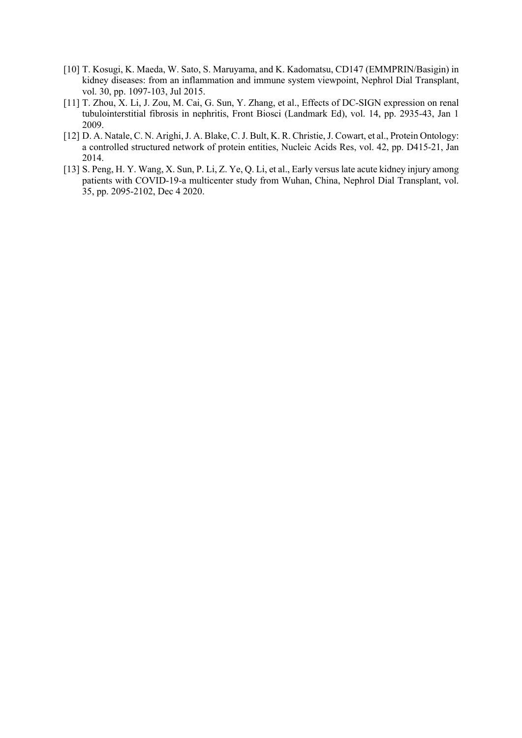[10] T. Kosugi, K. Maeda, W. Sato, S. Maruyama, and K. Kadomatsu, CD147 (EMMPRIN/Basigin) in kidney diseases: from an inflammation and immune system viewpoint, Nephrol Dial Transplant, vol. 30, pp. 1097-103, Jul 2015.

[11] T. Zhou, X. Li, J. Zou, M. Cai, G. Sun, Y. Zhang, et al., Effects of DC-SIGN expression on renal tubulointerstitial fibrosis in nephritis, Front Biosci (Landmark Ed), vol. 14, pp. 2935-43, Jan 1 2009.

[12] D. A. Natale, C. N. Arighi, J. A. Blake, C. J. Bult, K. R. Christie, J. Cowart, et al., Protein Ontology: a controlled structured network of protein entities, Nucleic Acids Res, vol. 42, pp. D415-21, Jan 2014.

[13] S. Peng, H. Y. Wang, X. Sun, P. Li, Z. Ye, Q. Li, et al., Early versus late acute kidney injury among patients with COVID-19-a multicenter study from Wuhan, China, Nephrol Dial Transplant, vol. 35, pp. 2095-2102, Dec 4 2020.